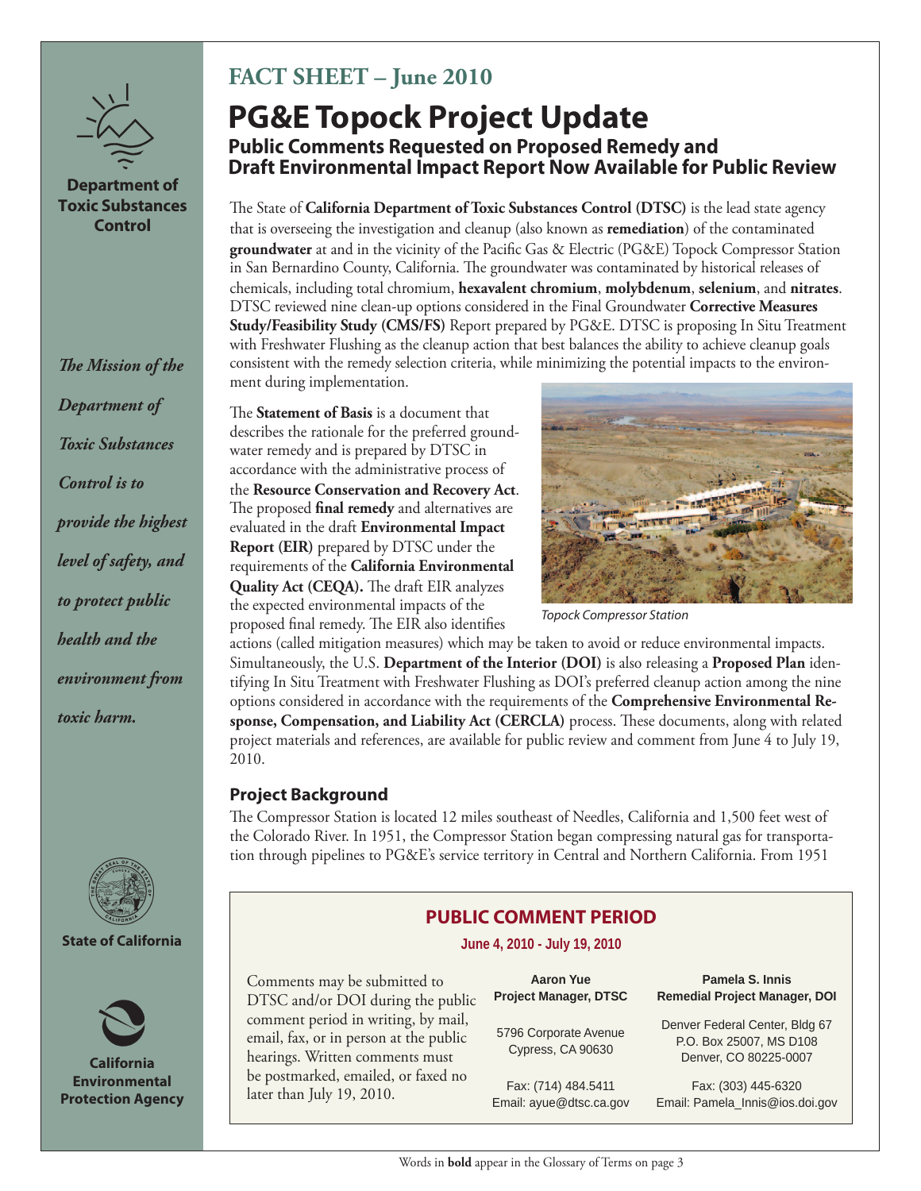Department of Toxic Substances Control

*The Mission of the Department of Toxic Substances Control is to provide the highest level of safety, and to protect public health and the environment from toxic harm.*

State of California

California Environmental Protection Agency

## FACT SHEET – June 2010

# PG&E Topock Project Update

### Public Comments Requested on Proposed Remedy and Draft Environmental Impact Report Now Available for Public Review

The State of **California Department of Toxic Substances Control (DTSC)** is the lead state agency that is overseeing the investigation and cleanup (also known as **remediation**) of the contaminated **groundwater** at and in the vicinity of the Pacific Gas & Electric (PG&E) Topock Compressor Station in San Bernardino County, California. The groundwater was contaminated by historical releases of chemicals, including total chromium, **hexavalent chromium**, **molybdenum**, **selenium**, and **nitrates**. DTSC reviewed nine clean-up options considered in the Final Groundwater **Corrective Measures Study/Feasibility Study (CMS/FS)** Report prepared by PG&E. DTSC is proposing In Situ Treatment with Freshwater Flushing as the cleanup action that best balances the ability to achieve cleanup goals consistent with the remedy selection criteria, while minimizing the potential impacts to the environment during implementation.

The **Statement of Basis** is a document that describes the rationale for the preferred groundwater remedy and is prepared by DTSC in accordance with the administrative process of the **Resource Conservation and Recovery Act**. The proposed **final remedy** and alternatives are evaluated in the draft **Environmental Impact Report (EIR)** prepared by DTSC under the requirements of the **California Environmental Quality Act (CEQA).** The draft EIR analyzes the expected environmental impacts of the proposed final remedy. The EIR also identifies actions (called mitigation measures) which may be taken to avoid or reduce environmental impacts. Simultaneously, the U.S. **Department of the Interior (DOI)** is also releasing a **Proposed Plan** identifying In Situ Treatment with Freshwater Flushing as DOI's preferred cleanup action among the nine options considered in accordance with the requirements of the **Comprehensive Environmental Response, Compensation, and Liability Act (CERCLA)** process. These documents, along with related project materials and references, are available for public review and comment from June 4 to July 19, 2010.

*Topock Compressor Station*

### Project Background

The Compressor Station is located 12 miles southeast of Needles, California and 1,500 feet west of the Colorado River. In 1951, the Compressor Station began compressing natural gas for transportation through pipelines to PG&E's service territory in Central and Northern California. From 1951

---

**PUBLIC COMMENT PERIOD**

**June 4, 2010 - July 19, 2010**

Comments may be submitted to DTSC and/or DOI during the public comment period in writing, by mail, email, fax, or in person at the public hearings. Written comments must be postmarked, emailed, or faxed no later than July 19, 2010.

**Aaron Yue**
**Project Manager, DTSC**

5796 Corporate Avenue
Cypress, CA 90630

Fax: (714) 484.5411
Email: ayue@dtsc.ca.gov

**Pamela S. Innis**
**Remedial Project Manager, DOI**

Denver Federal Center, Bldg 67
P.O. Box 25007, MS D108
Denver, CO 80225-0007

Fax: (303) 445-6320
Email: Pamela_Innis@ios.doi.gov

---

Words in **bold** appear in the Glossary of Terms on page 3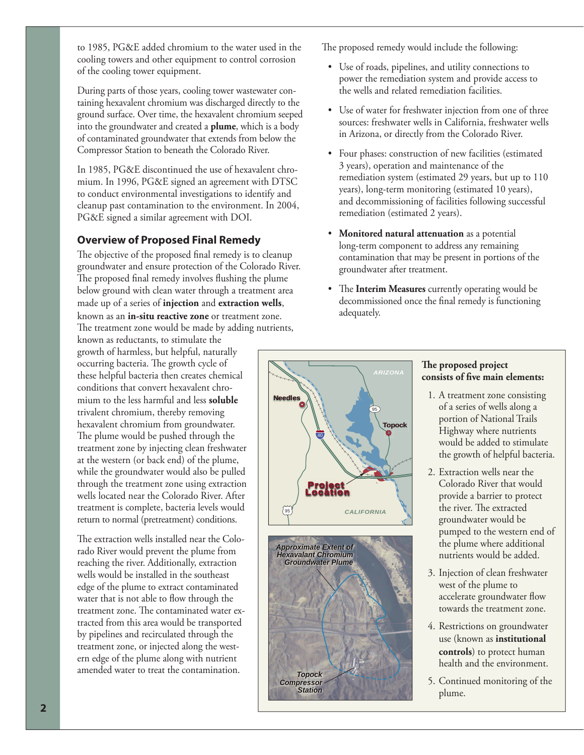to 1985, PG&E added chromium to the water used in the cooling towers and other equipment to control corrosion of the cooling tower equipment.

During parts of those years, cooling tower wastewater containing hexavalent chromium was discharged directly to the ground surface. Over time, the hexavalent chromium seeped into the groundwater and created a **plume**, which is a body of contaminated groundwater that extends from below the Compressor Station to beneath the Colorado River.

In 1985, PG&E discontinued the use of hexavalent chromium. In 1996, PG&E signed an agreement with DTSC to conduct environmental investigations to identify and cleanup past contamination to the environment. In 2004, PG&E signed a similar agreement with DOI.

## Overview of Proposed Final Remedy

The objective of the proposed final remedy is to cleanup groundwater and ensure protection of the Colorado River. The proposed final remedy involves flushing the plume below ground with clean water through a treatment area made up of a series of **injection** and **extraction wells**, known as an **in-situ reactive zone** or treatment zone. The treatment zone would be made by adding nutrients, known as reductants, to stimulate the growth of harmless, but helpful, naturally occurring bacteria. The growth cycle of these helpful bacteria then creates chemical conditions that convert hexavalent chromium to the less harmful and less **soluble** trivalent chromium, thereby removing hexavalent chromium from groundwater. The plume would be pushed through the treatment zone by injecting clean freshwater at the western (or back end) of the plume, while the groundwater would also be pulled through the treatment zone using extraction wells located near the Colorado River. After treatment is complete, bacteria levels would return to normal (pretreatment) conditions.

The extraction wells installed near the Colorado River would prevent the plume from reaching the river. Additionally, extraction wells would be installed in the southeast edge of the plume to extract contaminated water that is not able to flow through the treatment zone. The contaminated water extracted from this area would be transported by pipelines and recirculated through the treatment zone, or injected along the western edge of the plume along with nutrient amended water to treat the contamination.

The proposed remedy would include the following:

- Use of roads, pipelines, and utility connections to power the remediation system and provide access to the wells and related remediation facilities.
- Use of water for freshwater injection from one of three sources: freshwater wells in California, freshwater wells in Arizona, or directly from the Colorado River.
- Four phases: construction of new facilities (estimated 3 years), operation and maintenance of the remediation system (estimated 29 years, but up to 110 years), long-term monitoring (estimated 10 years), and decommissioning of facilities following successful remediation (estimated 2 years).
- **Monitored natural attenuation** as a potential long-term component to address any remaining contamination that may be present in portions of the groundwater after treatment.
- The **Interim Measures** currently operating would be decommissioned once the final remedy is functioning adequately.

**The proposed project consists of five main elements:**

1. A treatment zone consisting of a series of wells along a portion of National Trails Highway where nutrients would be added to stimulate the growth of helpful bacteria.
2. Extraction wells near the Colorado River that would provide a barrier to protect the river. The extracted groundwater would be pumped to the western end of the plume where additional nutrients would be added.
3. Injection of clean freshwater west of the plume to accelerate groundwater flow towards the treatment zone.
4. Restrictions on groundwater use (known as **institutional controls**) to protect human health and the environment.
5. Continued monitoring of the plume.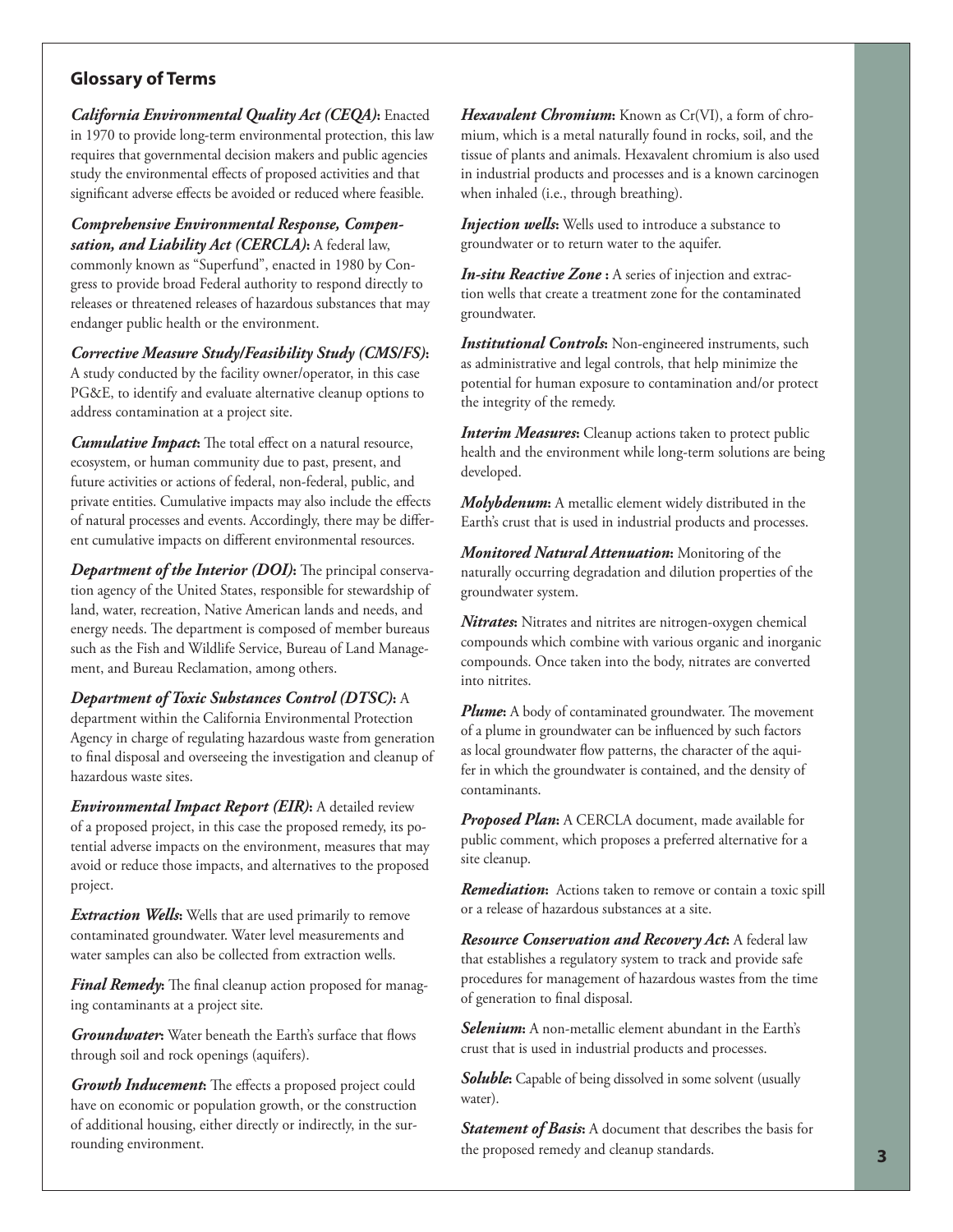## Glossary of Terms

***California Environmental Quality Act (CEQA)*:** Enacted in 1970 to provide long-term environmental protection, this law requires that governmental decision makers and public agencies study the environmental effects of proposed activities and that significant adverse effects be avoided or reduced where feasible.

***Comprehensive Environmental Response, Compensation, and Liability Act (CERCLA)*:** A federal law, commonly known as "Superfund", enacted in 1980 by Congress to provide broad Federal authority to respond directly to releases or threatened releases of hazardous substances that may endanger public health or the environment.

***Corrective Measure Study/Feasibility Study (CMS/FS)*:** A study conducted by the facility owner/operator, in this case PG&E, to identify and evaluate alternative cleanup options to address contamination at a project site.

***Cumulative Impact*:** The total effect on a natural resource, ecosystem, or human community due to past, present, and future activities or actions of federal, non-federal, public, and private entities. Cumulative impacts may also include the effects of natural processes and events. Accordingly, there may be different cumulative impacts on different environmental resources.

***Department of the Interior (DOI)*:** The principal conservation agency of the United States, responsible for stewardship of land, water, recreation, Native American lands and needs, and energy needs. The department is composed of member bureaus such as the Fish and Wildlife Service, Bureau of Land Management, and Bureau Reclamation, among others.

***Department of Toxic Substances Control (DTSC)*:** A department within the California Environmental Protection Agency in charge of regulating hazardous waste from generation to final disposal and overseeing the investigation and cleanup of hazardous waste sites.

***Environmental Impact Report (EIR)*:** A detailed review of a proposed project, in this case the proposed remedy, its potential adverse impacts on the environment, measures that may avoid or reduce those impacts, and alternatives to the proposed project.

***Extraction Wells*:** Wells that are used primarily to remove contaminated groundwater. Water level measurements and water samples can also be collected from extraction wells.

***Final Remedy*:** The final cleanup action proposed for managing contaminants at a project site.

***Groundwater*:** Water beneath the Earth's surface that flows through soil and rock openings (aquifers).

***Growth Inducement*:** The effects a proposed project could have on economic or population growth, or the construction of additional housing, either directly or indirectly, in the surrounding environment.

***Hexavalent Chromium*:** Known as Cr(VI), a form of chromium, which is a metal naturally found in rocks, soil, and the tissue of plants and animals. Hexavalent chromium is also used in industrial products and processes and is a known carcinogen when inhaled (i.e., through breathing).

***Injection wells*:** Wells used to introduce a substance to groundwater or to return water to the aquifer.

***In-situ Reactive Zone* :** A series of injection and extraction wells that create a treatment zone for the contaminated groundwater.

***Institutional Controls*:** Non-engineered instruments, such as administrative and legal controls, that help minimize the potential for human exposure to contamination and/or protect the integrity of the remedy.

***Interim Measures*:** Cleanup actions taken to protect public health and the environment while long-term solutions are being developed.

***Molybdenum*:** A metallic element widely distributed in the Earth's crust that is used in industrial products and processes.

***Monitored Natural Attenuation*:** Monitoring of the naturally occurring degradation and dilution properties of the groundwater system.

***Nitrates*:** Nitrates and nitrites are nitrogen-oxygen chemical compounds which combine with various organic and inorganic compounds. Once taken into the body, nitrates are converted into nitrites.

***Plume*:** A body of contaminated groundwater. The movement of a plume in groundwater can be influenced by such factors as local groundwater flow patterns, the character of the aquifer in which the groundwater is contained, and the density of contaminants.

***Proposed Plan*:** A CERCLA document, made available for public comment, which proposes a preferred alternative for a site cleanup.

***Remediation*:** Actions taken to remove or contain a toxic spill or a release of hazardous substances at a site.

***Resource Conservation and Recovery Act*:** A federal law that establishes a regulatory system to track and provide safe procedures for management of hazardous wastes from the time of generation to final disposal.

***Selenium*:** A non-metallic element abundant in the Earth's crust that is used in industrial products and processes.

***Soluble*:** Capable of being dissolved in some solvent (usually water).

***Statement of Basis*:** A document that describes the basis for the proposed remedy and cleanup standards.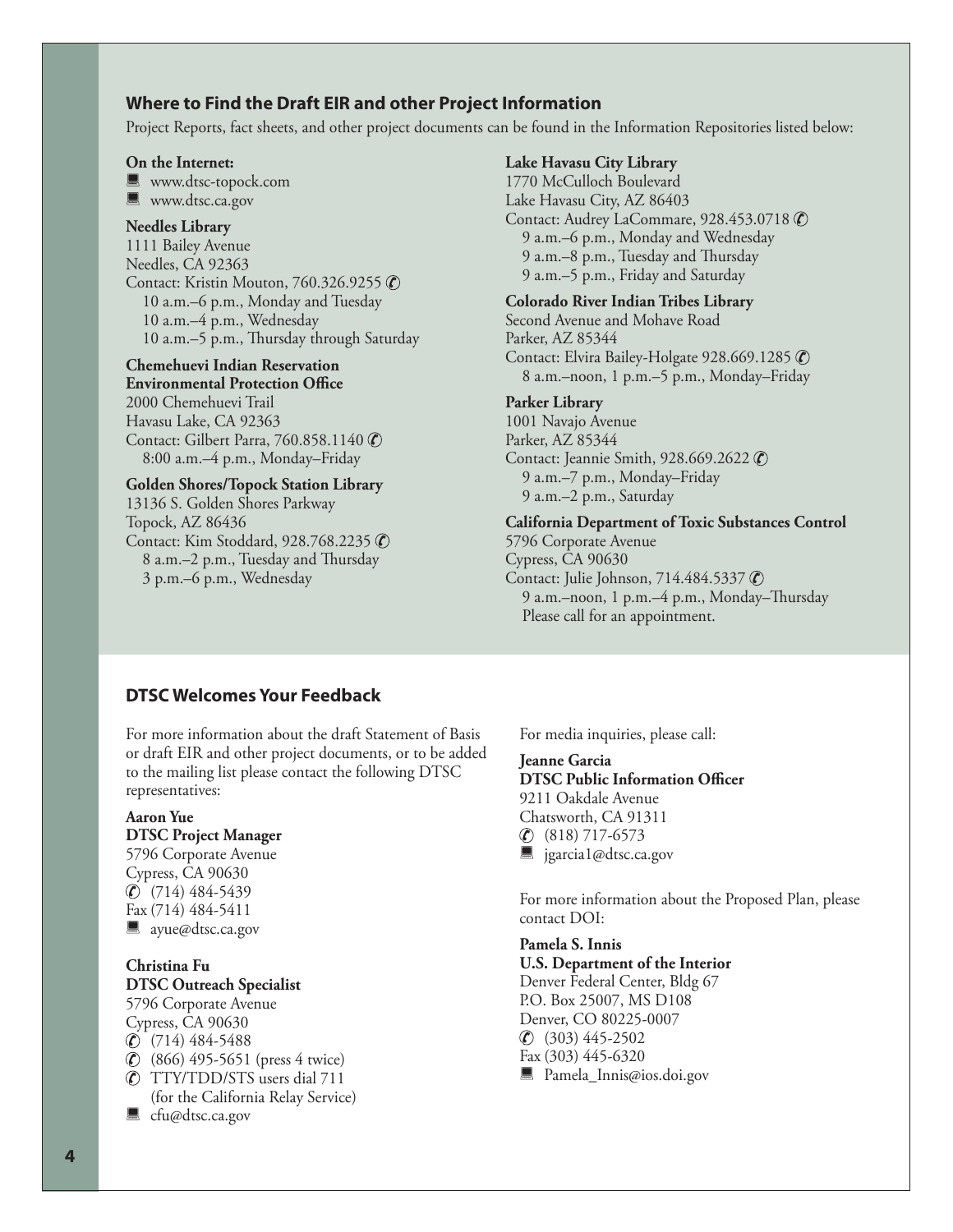## Where to Find the Draft EIR and other Project Information

Project Reports, fact sheets, and other project documents can be found in the Information Repositories listed below:

**On the Internet:**

- www.dtsc-topock.com
- www.dtsc.ca.gov

**Needles Library**
1111 Bailey Avenue
Needles, CA 92363
Contact: Kristin Mouton, 760.326.9255
10 a.m.–6 p.m., Monday and Tuesday
10 a.m.–4 p.m., Wednesday
10 a.m.–5 p.m., Thursday through Saturday

**Chemehuevi Indian Reservation Environmental Protection Office**
2000 Chemehuevi Trail
Havasu Lake, CA 92363
Contact: Gilbert Parra, 760.858.1140
8:00 a.m.–4 p.m., Monday–Friday

**Golden Shores/Topock Station Library**
13136 S. Golden Shores Parkway
Topock, AZ 86436
Contact: Kim Stoddard, 928.768.2235
8 a.m.–2 p.m., Tuesday and Thursday
3 p.m.–6 p.m., Wednesday

**Lake Havasu City Library**
1770 McCulloch Boulevard
Lake Havasu City, AZ 86403
Contact: Audrey LaCommare, 928.453.0718
9 a.m.–6 p.m., Monday and Wednesday
9 a.m.–8 p.m., Tuesday and Thursday
9 a.m.–5 p.m., Friday and Saturday

**Colorado River Indian Tribes Library**
Second Avenue and Mohave Road
Parker, AZ 85344
Contact: Elvira Bailey-Holgate 928.669.1285
8 a.m.–noon, 1 p.m.–5 p.m., Monday–Friday

**Parker Library**
1001 Navajo Avenue
Parker, AZ 85344
Contact: Jeannie Smith, 928.669.2622
9 a.m.–7 p.m., Monday–Friday
9 a.m.–2 p.m., Saturday

**California Department of Toxic Substances Control**
5796 Corporate Avenue
Cypress, CA 90630
Contact: Julie Johnson, 714.484.5337
9 a.m.–noon, 1 p.m.–4 p.m., Monday–Thursday
Please call for an appointment.

## DTSC Welcomes Your Feedback

For more information about the draft Statement of Basis or draft EIR and other project documents, or to be added to the mailing list please contact the following DTSC representatives:

**Aaron Yue**
**DTSC Project Manager**
5796 Corporate Avenue
Cypress, CA 90630
(714) 484-5439
Fax (714) 484-5411
ayue@dtsc.ca.gov

**Christina Fu**
**DTSC Outreach Specialist**
5796 Corporate Avenue
Cypress, CA 90630
(714) 484-5488
(866) 495-5651 (press 4 twice)
TTY/TDD/STS users dial 711 (for the California Relay Service)
cfu@dtsc.ca.gov

For media inquiries, please call:

**Jeanne Garcia**
**DTSC Public Information Officer**
9211 Oakdale Avenue
Chatsworth, CA 91311
(818) 717-6573
jgarcia1@dtsc.ca.gov

For more information about the Proposed Plan, please contact DOI:

**Pamela S. Innis**
**U.S. Department of the Interior**
Denver Federal Center, Bldg 67
P.O. Box 25007, MS D108
Denver, CO 80225-0007
(303) 445-2502
Fax (303) 445-6320
Pamela_Innis@ios.doi.gov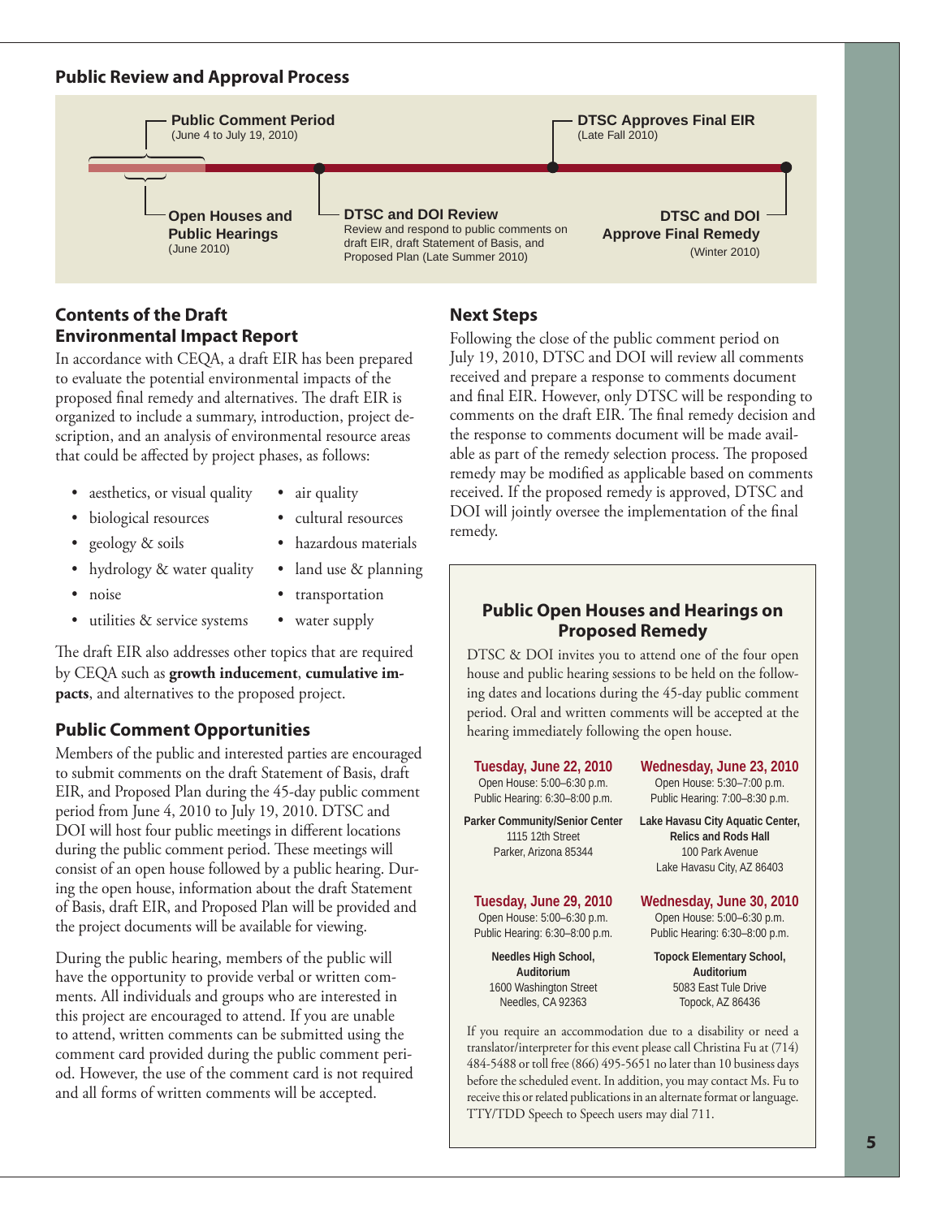## Public Review and Approval Process

- **Public Comment Period** (June 4 to July 19, 2010)
- **Open Houses and Public Hearings** (June 2010)
- **DTSC and DOI Review** Review and respond to public comments on draft EIR, draft Statement of Basis, and Proposed Plan (Late Summer 2010)
- **DTSC Approves Final EIR** (Late Fall 2010)
- **DTSC and DOI Approve Final Remedy** (Winter 2010)

## Contents of the Draft Environmental Impact Report

In accordance with CEQA, a draft EIR has been prepared to evaluate the potential environmental impacts of the proposed final remedy and alternatives. The draft EIR is organized to include a summary, introduction, project description, and an analysis of environmental resource areas that could be affected by project phases, as follows:

- aesthetics, or visual quality
- air quality
- biological resources
- cultural resources
- geology & soils
- hazardous materials
- hydrology & water quality
- land use & planning
- noise
- transportation
- utilities & service systems
- water supply

The draft EIR also addresses other topics that are required by CEQA such as **growth inducement**, **cumulative impacts**, and alternatives to the proposed project.

## Public Comment Opportunities

Members of the public and interested parties are encouraged to submit comments on the draft Statement of Basis, draft EIR, and Proposed Plan during the 45-day public comment period from June 4, 2010 to July 19, 2010. DTSC and DOI will host four public meetings in different locations during the public comment period. These meetings will consist of an open house followed by a public hearing. During the open house, information about the draft Statement of Basis, draft EIR, and Proposed Plan will be provided and the project documents will be available for viewing.

During the public hearing, members of the public will have the opportunity to provide verbal or written comments. All individuals and groups who are interested in this project are encouraged to attend. If you are unable to attend, written comments can be submitted using the comment card provided during the public comment period. However, the use of the comment card is not required and all forms of written comments will be accepted.

## Next Steps

Following the close of the public comment period on July 19, 2010, DTSC and DOI will review all comments received and prepare a response to comments document and final EIR. However, only DTSC will be responding to comments on the draft EIR. The final remedy decision and the response to comments document will be made available as part of the remedy selection process. The proposed remedy may be modified as applicable based on comments received. If the proposed remedy is approved, DTSC and DOI will jointly oversee the implementation of the final remedy.

### Public Open Houses and Hearings on Proposed Remedy

DTSC & DOI invites you to attend one of the four open house and public hearing sessions to be held on the following dates and locations during the 45-day public comment period. Oral and written comments will be accepted at the hearing immediately following the open house.

**Tuesday, June 22, 2010**
Open House: 5:00–6:30 p.m.
Public Hearing: 6:30–8:00 p.m.

**Parker Community/Senior Center**
1115 12th Street
Parker, Arizona 85344

**Wednesday, June 23, 2010**
Open House: 5:30–7:00 p.m.
Public Hearing: 7:00–8:30 p.m.

**Lake Havasu City Aquatic Center, Relics and Rods Hall**
100 Park Avenue
Lake Havasu City, AZ 86403

**Tuesday, June 29, 2010**
Open House: 5:00–6:30 p.m.
Public Hearing: 6:30–8:00 p.m.

**Needles High School, Auditorium**
1600 Washington Street
Needles, CA 92363

**Wednesday, June 30, 2010**
Open House: 5:00–6:30 p.m.
Public Hearing: 6:30–8:00 p.m.

**Topock Elementary School, Auditorium**
5083 East Tule Drive
Topock, AZ 86436

If you require an accommodation due to a disability or need a translator/interpreter for this event please call Christina Fu at (714) 484-5488 or toll free (866) 495-5651 no later than 10 business days before the scheduled event. In addition, you may contact Ms. Fu to receive this or related publications in an alternate format or language. TTY/TDD Speech to Speech users may dial 711.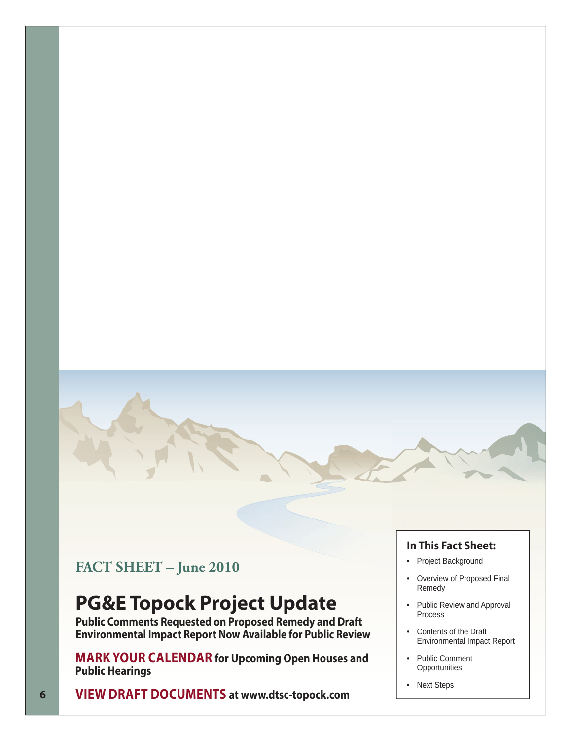FACT SHEET – June 2010

# PG&E Topock Project Update

**Public Comments Requested on Proposed Remedy and Draft Environmental Impact Report Now Available for Public Review**

**MARK YOUR CALENDAR for Upcoming Open Houses and Public Hearings**

**VIEW DRAFT DOCUMENTS at www.dtsc-topock.com**

**In This Fact Sheet:**

- Project Background
- Overview of Proposed Final Remedy
- Public Review and Approval Process
- Contents of the Draft Environmental Impact Report
- Public Comment Opportunities
- Next Steps